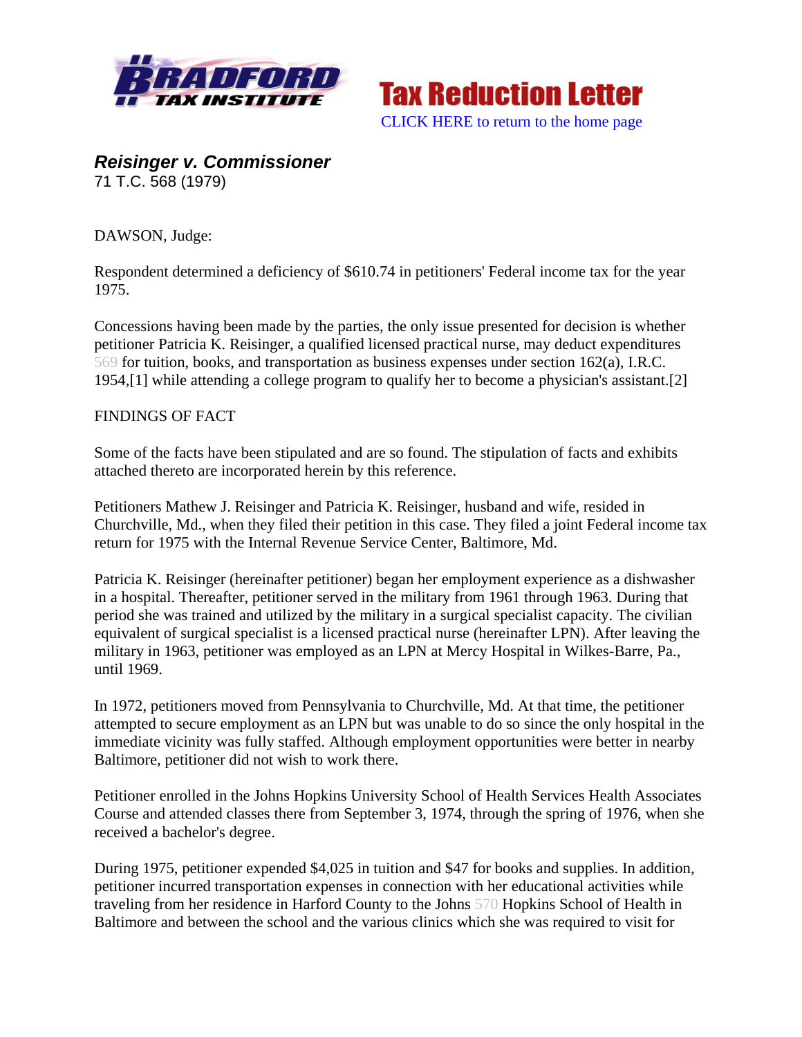# Tax Reduction Letter

CLICK HERE to return to the home page

***Reisinger v. Commissioner***
71 T.C. 568 (1979)

DAWSON, Judge:

Respondent determined a deficiency of $610.74 in petitioners' Federal income tax for the year 1975.

Concessions having been made by the parties, the only issue presented for decision is whether petitioner Patricia K. Reisinger, a qualified licensed practical nurse, may deduct expenditures 569 for tuition, books, and transportation as business expenses under section 162(a), I.R.C. 1954,[1] while attending a college program to qualify her to become a physician's assistant.[2]

FINDINGS OF FACT

Some of the facts have been stipulated and are so found. The stipulation of facts and exhibits attached thereto are incorporated herein by this reference.

Petitioners Mathew J. Reisinger and Patricia K. Reisinger, husband and wife, resided in Churchville, Md., when they filed their petition in this case. They filed a joint Federal income tax return for 1975 with the Internal Revenue Service Center, Baltimore, Md.

Patricia K. Reisinger (hereinafter petitioner) began her employment experience as a dishwasher in a hospital. Thereafter, petitioner served in the military from 1961 through 1963. During that period she was trained and utilized by the military in a surgical specialist capacity. The civilian equivalent of surgical specialist is a licensed practical nurse (hereinafter LPN). After leaving the military in 1963, petitioner was employed as an LPN at Mercy Hospital in Wilkes-Barre, Pa., until 1969.

In 1972, petitioners moved from Pennsylvania to Churchville, Md. At that time, the petitioner attempted to secure employment as an LPN but was unable to do so since the only hospital in the immediate vicinity was fully staffed. Although employment opportunities were better in nearby Baltimore, petitioner did not wish to work there.

Petitioner enrolled in the Johns Hopkins University School of Health Services Health Associates Course and attended classes there from September 3, 1974, through the spring of 1976, when she received a bachelor's degree.

During 1975, petitioner expended $4,025 in tuition and $47 for books and supplies. In addition, petitioner incurred transportation expenses in connection with her educational activities while traveling from her residence in Harford County to the Johns 570 Hopkins School of Health in Baltimore and between the school and the various clinics which she was required to visit for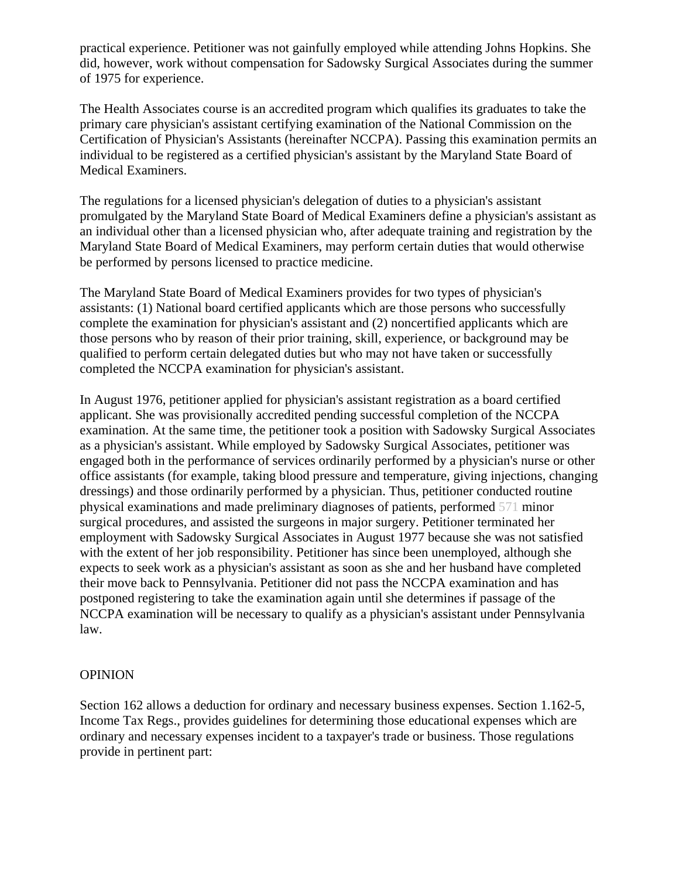practical experience. Petitioner was not gainfully employed while attending Johns Hopkins. She did, however, work without compensation for Sadowsky Surgical Associates during the summer of 1975 for experience.

The Health Associates course is an accredited program which qualifies its graduates to take the primary care physician's assistant certifying examination of the National Commission on the Certification of Physician's Assistants (hereinafter NCCPA). Passing this examination permits an individual to be registered as a certified physician's assistant by the Maryland State Board of Medical Examiners.

The regulations for a licensed physician's delegation of duties to a physician's assistant promulgated by the Maryland State Board of Medical Examiners define a physician's assistant as an individual other than a licensed physician who, after adequate training and registration by the Maryland State Board of Medical Examiners, may perform certain duties that would otherwise be performed by persons licensed to practice medicine.

The Maryland State Board of Medical Examiners provides for two types of physician's assistants: (1) National board certified applicants which are those persons who successfully complete the examination for physician's assistant and (2) noncertified applicants which are those persons who by reason of their prior training, skill, experience, or background may be qualified to perform certain delegated duties but who may not have taken or successfully completed the NCCPA examination for physician's assistant.

In August 1976, petitioner applied for physician's assistant registration as a board certified applicant. She was provisionally accredited pending successful completion of the NCCPA examination. At the same time, the petitioner took a position with Sadowsky Surgical Associates as a physician's assistant. While employed by Sadowsky Surgical Associates, petitioner was engaged both in the performance of services ordinarily performed by a physician's nurse or other office assistants (for example, taking blood pressure and temperature, giving injections, changing dressings) and those ordinarily performed by a physician. Thus, petitioner conducted routine physical examinations and made preliminary diagnoses of patients, performed 571 minor surgical procedures, and assisted the surgeons in major surgery. Petitioner terminated her employment with Sadowsky Surgical Associates in August 1977 because she was not satisfied with the extent of her job responsibility. Petitioner has since been unemployed, although she expects to seek work as a physician's assistant as soon as she and her husband have completed their move back to Pennsylvania. Petitioner did not pass the NCCPA examination and has postponed registering to take the examination again until she determines if passage of the NCCPA examination will be necessary to qualify as a physician's assistant under Pennsylvania law.

## OPINION

Section 162 allows a deduction for ordinary and necessary business expenses. Section 1.162-5, Income Tax Regs., provides guidelines for determining those educational expenses which are ordinary and necessary expenses incident to a taxpayer's trade or business. Those regulations provide in pertinent part: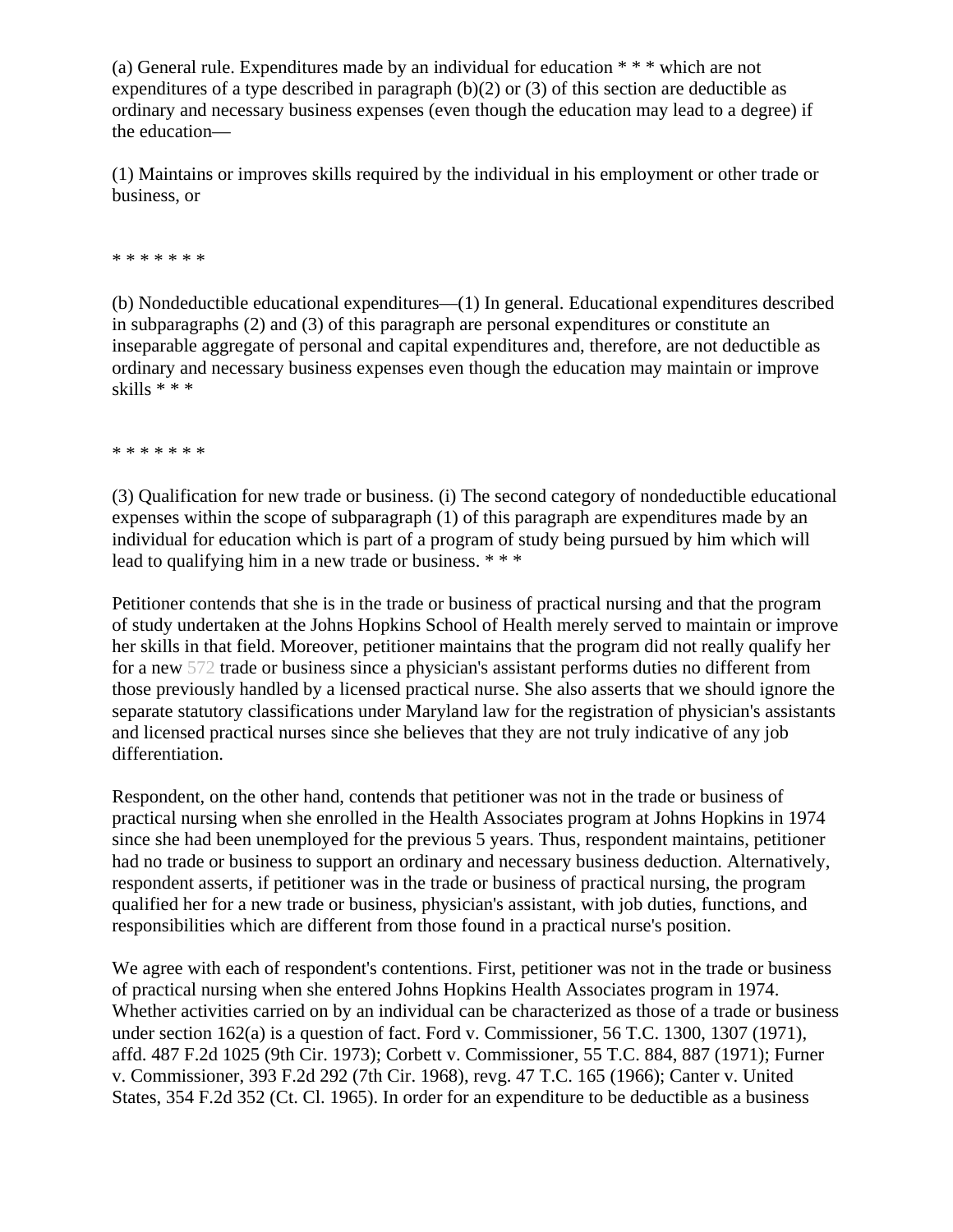(a) General rule. Expenditures made by an individual for education * * * which are not expenditures of a type described in paragraph (b)(2) or (3) of this section are deductible as ordinary and necessary business expenses (even though the education may lead to a degree) if the education—

(1) Maintains or improves skills required by the individual in his employment or other trade or business, or

* * * * * * *

(b) Nondeductible educational expenditures—(1) In general. Educational expenditures described in subparagraphs (2) and (3) of this paragraph are personal expenditures or constitute an inseparable aggregate of personal and capital expenditures and, therefore, are not deductible as ordinary and necessary business expenses even though the education may maintain or improve skills * * *

* * * * * * *

(3) Qualification for new trade or business. (i) The second category of nondeductible educational expenses within the scope of subparagraph (1) of this paragraph are expenditures made by an individual for education which is part of a program of study being pursued by him which will lead to qualifying him in a new trade or business. * * *

Petitioner contends that she is in the trade or business of practical nursing and that the program of study undertaken at the Johns Hopkins School of Health merely served to maintain or improve her skills in that field. Moreover, petitioner maintains that the program did not really qualify her for a new 572 trade or business since a physician's assistant performs duties no different from those previously handled by a licensed practical nurse. She also asserts that we should ignore the separate statutory classifications under Maryland law for the registration of physician's assistants and licensed practical nurses since she believes that they are not truly indicative of any job differentiation.

Respondent, on the other hand, contends that petitioner was not in the trade or business of practical nursing when she enrolled in the Health Associates program at Johns Hopkins in 1974 since she had been unemployed for the previous 5 years. Thus, respondent maintains, petitioner had no trade or business to support an ordinary and necessary business deduction. Alternatively, respondent asserts, if petitioner was in the trade or business of practical nursing, the program qualified her for a new trade or business, physician's assistant, with job duties, functions, and responsibilities which are different from those found in a practical nurse's position.

We agree with each of respondent's contentions. First, petitioner was not in the trade or business of practical nursing when she entered Johns Hopkins Health Associates program in 1974. Whether activities carried on by an individual can be characterized as those of a trade or business under section 162(a) is a question of fact. Ford v. Commissioner, 56 T.C. 1300, 1307 (1971), affd. 487 F.2d 1025 (9th Cir. 1973); Corbett v. Commissioner, 55 T.C. 884, 887 (1971); Furner v. Commissioner, 393 F.2d 292 (7th Cir. 1968), revg. 47 T.C. 165 (1966); Canter v. United States, 354 F.2d 352 (Ct. Cl. 1965). In order for an expenditure to be deductible as a business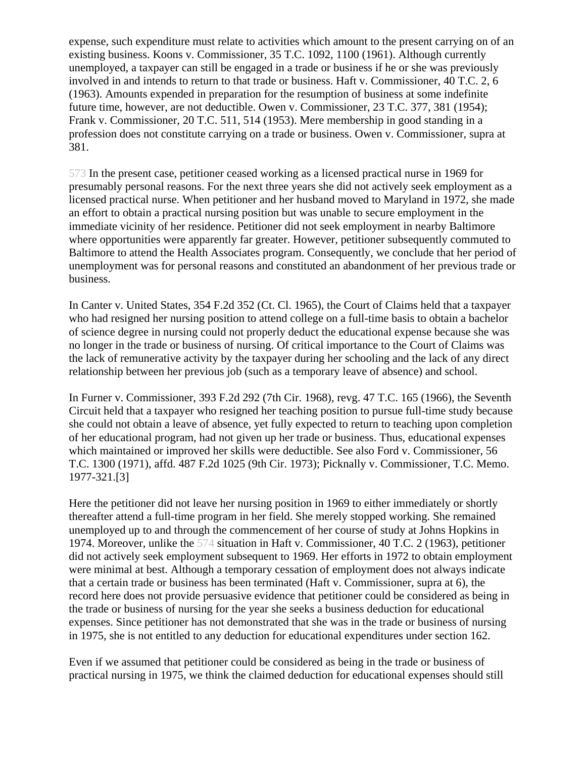expense, such expenditure must relate to activities which amount to the present carrying on of an existing business. Koons v. Commissioner, 35 T.C. 1092, 1100 (1961). Although currently unemployed, a taxpayer can still be engaged in a trade or business if he or she was previously involved in and intends to return to that trade or business. Haft v. Commissioner, 40 T.C. 2, 6 (1963). Amounts expended in preparation for the resumption of business at some indefinite future time, however, are not deductible. Owen v. Commissioner, 23 T.C. 377, 381 (1954); Frank v. Commissioner, 20 T.C. 511, 514 (1953). Mere membership in good standing in a profession does not constitute carrying on a trade or business. Owen v. Commissioner, supra at 381.

573 In the present case, petitioner ceased working as a licensed practical nurse in 1969 for presumably personal reasons. For the next three years she did not actively seek employment as a licensed practical nurse. When petitioner and her husband moved to Maryland in 1972, she made an effort to obtain a practical nursing position but was unable to secure employment in the immediate vicinity of her residence. Petitioner did not seek employment in nearby Baltimore where opportunities were apparently far greater. However, petitioner subsequently commuted to Baltimore to attend the Health Associates program. Consequently, we conclude that her period of unemployment was for personal reasons and constituted an abandonment of her previous trade or business.

In Canter v. United States, 354 F.2d 352 (Ct. Cl. 1965), the Court of Claims held that a taxpayer who had resigned her nursing position to attend college on a full-time basis to obtain a bachelor of science degree in nursing could not properly deduct the educational expense because she was no longer in the trade or business of nursing. Of critical importance to the Court of Claims was the lack of remunerative activity by the taxpayer during her schooling and the lack of any direct relationship between her previous job (such as a temporary leave of absence) and school.

In Furner v. Commissioner, 393 F.2d 292 (7th Cir. 1968), revg. 47 T.C. 165 (1966), the Seventh Circuit held that a taxpayer who resigned her teaching position to pursue full-time study because she could not obtain a leave of absence, yet fully expected to return to teaching upon completion of her educational program, had not given up her trade or business. Thus, educational expenses which maintained or improved her skills were deductible. See also Ford v. Commissioner, 56 T.C. 1300 (1971), affd. 487 F.2d 1025 (9th Cir. 1973); Picknally v. Commissioner, T.C. Memo. 1977-321.[3]

Here the petitioner did not leave her nursing position in 1969 to either immediately or shortly thereafter attend a full-time program in her field. She merely stopped working. She remained unemployed up to and through the commencement of her course of study at Johns Hopkins in 1974. Moreover, unlike the 574 situation in Haft v. Commissioner, 40 T.C. 2 (1963), petitioner did not actively seek employment subsequent to 1969. Her efforts in 1972 to obtain employment were minimal at best. Although a temporary cessation of employment does not always indicate that a certain trade or business has been terminated (Haft v. Commissioner, supra at 6), the record here does not provide persuasive evidence that petitioner could be considered as being in the trade or business of nursing for the year she seeks a business deduction for educational expenses. Since petitioner has not demonstrated that she was in the trade or business of nursing in 1975, she is not entitled to any deduction for educational expenditures under section 162.

Even if we assumed that petitioner could be considered as being in the trade or business of practical nursing in 1975, we think the claimed deduction for educational expenses should still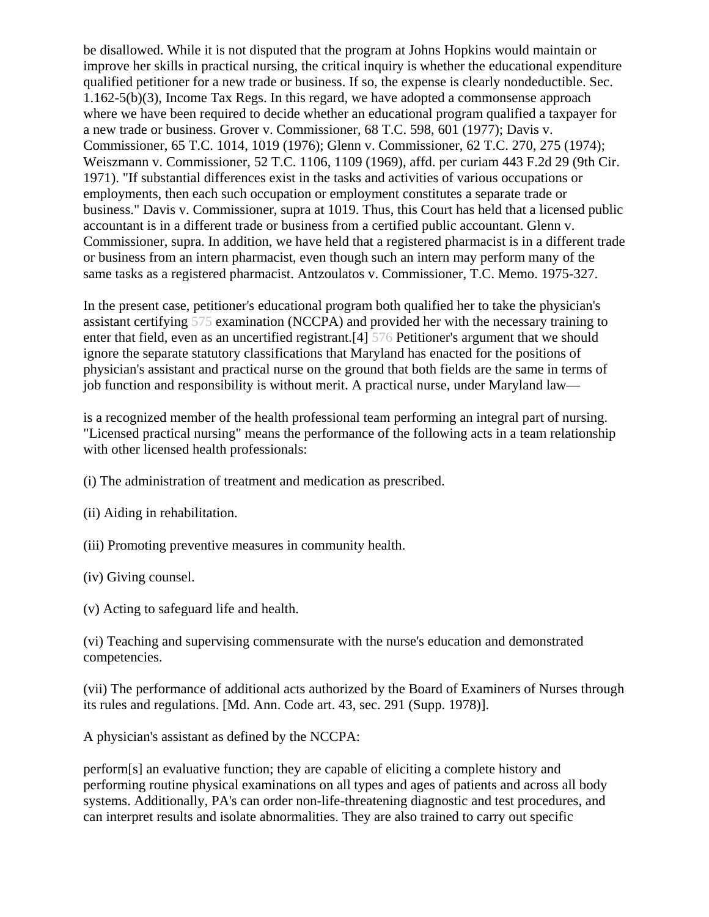be disallowed. While it is not disputed that the program at Johns Hopkins would maintain or improve her skills in practical nursing, the critical inquiry is whether the educational expenditure qualified petitioner for a new trade or business. If so, the expense is clearly nondeductible. Sec. 1.162-5(b)(3), Income Tax Regs. In this regard, we have adopted a commonsense approach where we have been required to decide whether an educational program qualified a taxpayer for a new trade or business. Grover v. Commissioner, 68 T.C. 598, 601 (1977); Davis v. Commissioner, 65 T.C. 1014, 1019 (1976); Glenn v. Commissioner, 62 T.C. 270, 275 (1974); Weiszmann v. Commissioner, 52 T.C. 1106, 1109 (1969), affd. per curiam 443 F.2d 29 (9th Cir. 1971). "If substantial differences exist in the tasks and activities of various occupations or employments, then each such occupation or employment constitutes a separate trade or business." Davis v. Commissioner, supra at 1019. Thus, this Court has held that a licensed public accountant is in a different trade or business from a certified public accountant. Glenn v. Commissioner, supra. In addition, we have held that a registered pharmacist is in a different trade or business from an intern pharmacist, even though such an intern may perform many of the same tasks as a registered pharmacist. Antzoulatos v. Commissioner, T.C. Memo. 1975-327.

In the present case, petitioner's educational program both qualified her to take the physician's assistant certifying 575 examination (NCCPA) and provided her with the necessary training to enter that field, even as an uncertified registrant.[4] 576 Petitioner's argument that we should ignore the separate statutory classifications that Maryland has enacted for the positions of physician's assistant and practical nurse on the ground that both fields are the same in terms of job function and responsibility is without merit. A practical nurse, under Maryland law—

is a recognized member of the health professional team performing an integral part of nursing. "Licensed practical nursing" means the performance of the following acts in a team relationship with other licensed health professionals:

(i) The administration of treatment and medication as prescribed.

(ii) Aiding in rehabilitation.

(iii) Promoting preventive measures in community health.

(iv) Giving counsel.

(v) Acting to safeguard life and health.

(vi) Teaching and supervising commensurate with the nurse's education and demonstrated competencies.

(vii) The performance of additional acts authorized by the Board of Examiners of Nurses through its rules and regulations. [Md. Ann. Code art. 43, sec. 291 (Supp. 1978)].

A physician's assistant as defined by the NCCPA:

perform[s] an evaluative function; they are capable of eliciting a complete history and performing routine physical examinations on all types and ages of patients and across all body systems. Additionally, PA's can order non-life-threatening diagnostic and test procedures, and can interpret results and isolate abnormalities. They are also trained to carry out specific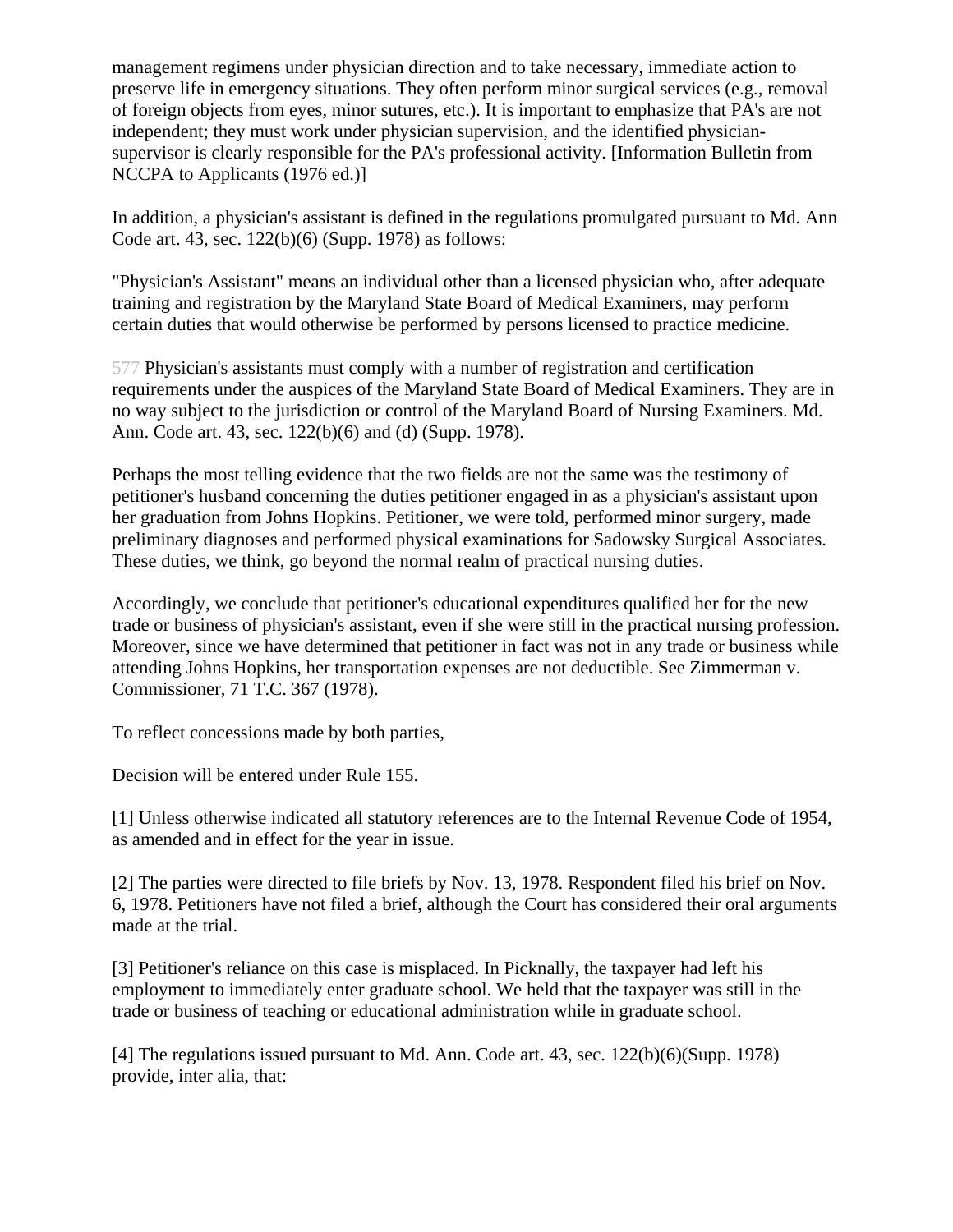management regimens under physician direction and to take necessary, immediate action to preserve life in emergency situations. They often perform minor surgical services (e.g., removal of foreign objects from eyes, minor sutures, etc.). It is important to emphasize that PA's are not independent; they must work under physician supervision, and the identified physician-supervisor is clearly responsible for the PA's professional activity. [Information Bulletin from NCCPA to Applicants (1976 ed.)]

In addition, a physician's assistant is defined in the regulations promulgated pursuant to Md. Ann Code art. 43, sec. 122(b)(6) (Supp. 1978) as follows:

"Physician's Assistant" means an individual other than a licensed physician who, after adequate training and registration by the Maryland State Board of Medical Examiners, may perform certain duties that would otherwise be performed by persons licensed to practice medicine.

577 Physician's assistants must comply with a number of registration and certification requirements under the auspices of the Maryland State Board of Medical Examiners. They are in no way subject to the jurisdiction or control of the Maryland Board of Nursing Examiners. Md. Ann. Code art. 43, sec. 122(b)(6) and (d) (Supp. 1978).

Perhaps the most telling evidence that the two fields are not the same was the testimony of petitioner's husband concerning the duties petitioner engaged in as a physician's assistant upon her graduation from Johns Hopkins. Petitioner, we were told, performed minor surgery, made preliminary diagnoses and performed physical examinations for Sadowsky Surgical Associates. These duties, we think, go beyond the normal realm of practical nursing duties.

Accordingly, we conclude that petitioner's educational expenditures qualified her for the new trade or business of physician's assistant, even if she were still in the practical nursing profession. Moreover, since we have determined that petitioner in fact was not in any trade or business while attending Johns Hopkins, her transportation expenses are not deductible. See Zimmerman v. Commissioner, 71 T.C. 367 (1978).

To reflect concessions made by both parties,

Decision will be entered under Rule 155.

[1] Unless otherwise indicated all statutory references are to the Internal Revenue Code of 1954, as amended and in effect for the year in issue.

[2] The parties were directed to file briefs by Nov. 13, 1978. Respondent filed his brief on Nov. 6, 1978. Petitioners have not filed a brief, although the Court has considered their oral arguments made at the trial.

[3] Petitioner's reliance on this case is misplaced. In Picknally, the taxpayer had left his employment to immediately enter graduate school. We held that the taxpayer was still in the trade or business of teaching or educational administration while in graduate school.

[4] The regulations issued pursuant to Md. Ann. Code art. 43, sec. 122(b)(6)(Supp. 1978) provide, inter alia, that: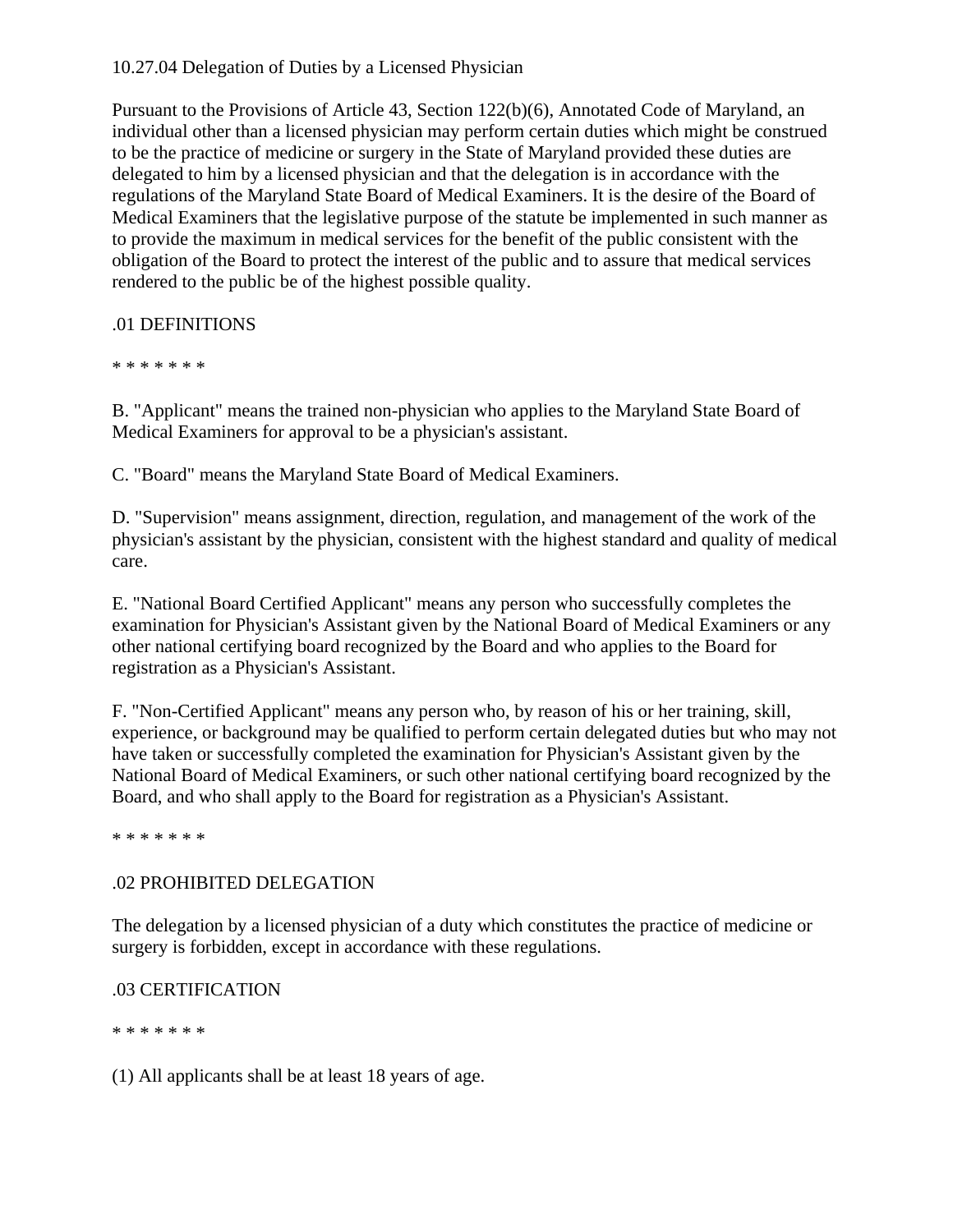10.27.04 Delegation of Duties by a Licensed Physician

Pursuant to the Provisions of Article 43, Section 122(b)(6), Annotated Code of Maryland, an individual other than a licensed physician may perform certain duties which might be construed to be the practice of medicine or surgery in the State of Maryland provided these duties are delegated to him by a licensed physician and that the delegation is in accordance with the regulations of the Maryland State Board of Medical Examiners. It is the desire of the Board of Medical Examiners that the legislative purpose of the statute be implemented in such manner as to provide the maximum in medical services for the benefit of the public consistent with the obligation of the Board to protect the interest of the public and to assure that medical services rendered to the public be of the highest possible quality.

.01 DEFINITIONS

* * * * * * *

B. "Applicant" means the trained non-physician who applies to the Maryland State Board of Medical Examiners for approval to be a physician's assistant.

C. "Board" means the Maryland State Board of Medical Examiners.

D. "Supervision" means assignment, direction, regulation, and management of the work of the physician's assistant by the physician, consistent with the highest standard and quality of medical care.

E. "National Board Certified Applicant" means any person who successfully completes the examination for Physician's Assistant given by the National Board of Medical Examiners or any other national certifying board recognized by the Board and who applies to the Board for registration as a Physician's Assistant.

F. "Non-Certified Applicant" means any person who, by reason of his or her training, skill, experience, or background may be qualified to perform certain delegated duties but who may not have taken or successfully completed the examination for Physician's Assistant given by the National Board of Medical Examiners, or such other national certifying board recognized by the Board, and who shall apply to the Board for registration as a Physician's Assistant.

* * * * * * *

.02 PROHIBITED DELEGATION

The delegation by a licensed physician of a duty which constitutes the practice of medicine or surgery is forbidden, except in accordance with these regulations.

.03 CERTIFICATION

* * * * * * *

(1) All applicants shall be at least 18 years of age.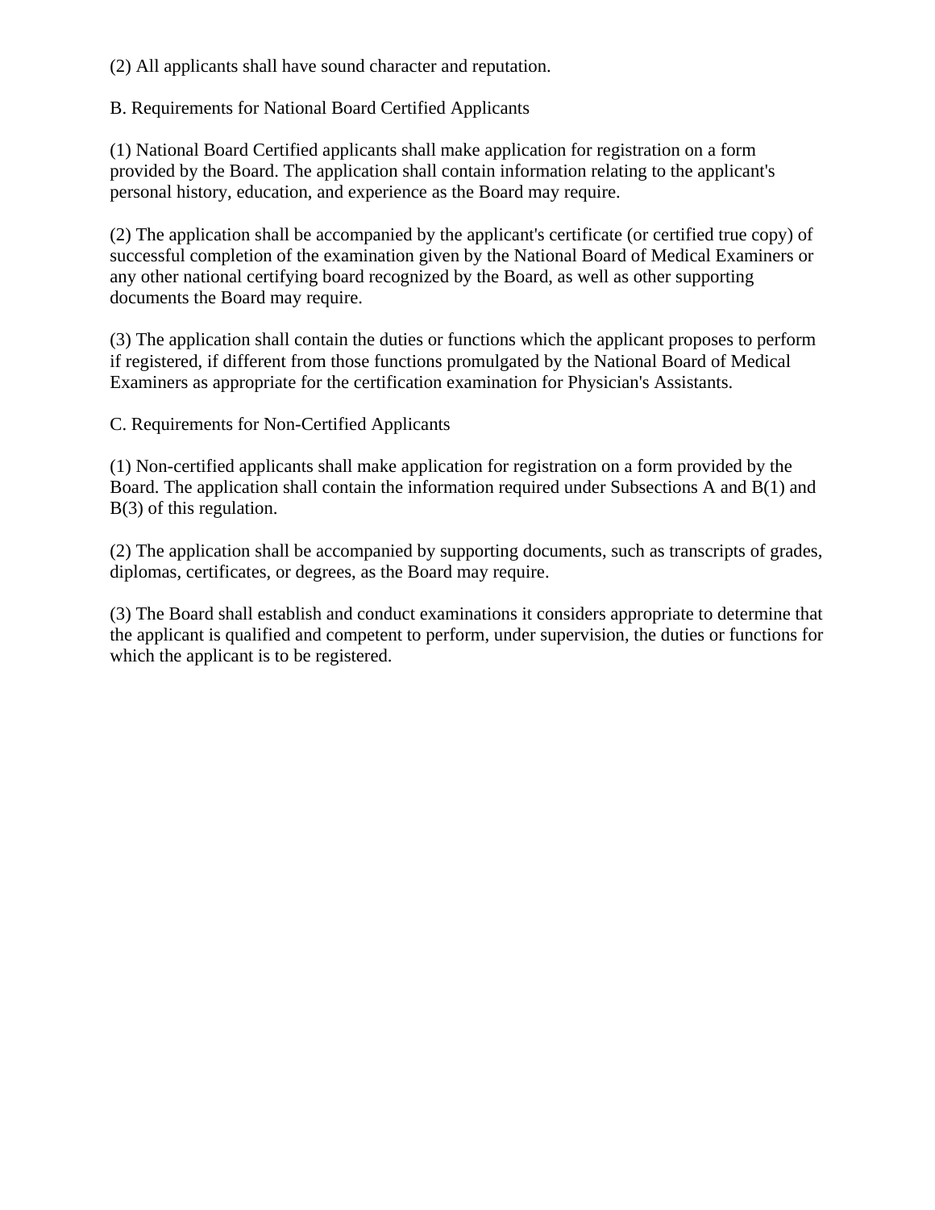(2) All applicants shall have sound character and reputation.

B. Requirements for National Board Certified Applicants

(1) National Board Certified applicants shall make application for registration on a form provided by the Board. The application shall contain information relating to the applicant's personal history, education, and experience as the Board may require.

(2) The application shall be accompanied by the applicant's certificate (or certified true copy) of successful completion of the examination given by the National Board of Medical Examiners or any other national certifying board recognized by the Board, as well as other supporting documents the Board may require.

(3) The application shall contain the duties or functions which the applicant proposes to perform if registered, if different from those functions promulgated by the National Board of Medical Examiners as appropriate for the certification examination for Physician's Assistants.

C. Requirements for Non-Certified Applicants

(1) Non-certified applicants shall make application for registration on a form provided by the Board. The application shall contain the information required under Subsections A and B(1) and B(3) of this regulation.

(2) The application shall be accompanied by supporting documents, such as transcripts of grades, diplomas, certificates, or degrees, as the Board may require.

(3) The Board shall establish and conduct examinations it considers appropriate to determine that the applicant is qualified and competent to perform, under supervision, the duties or functions for which the applicant is to be registered.